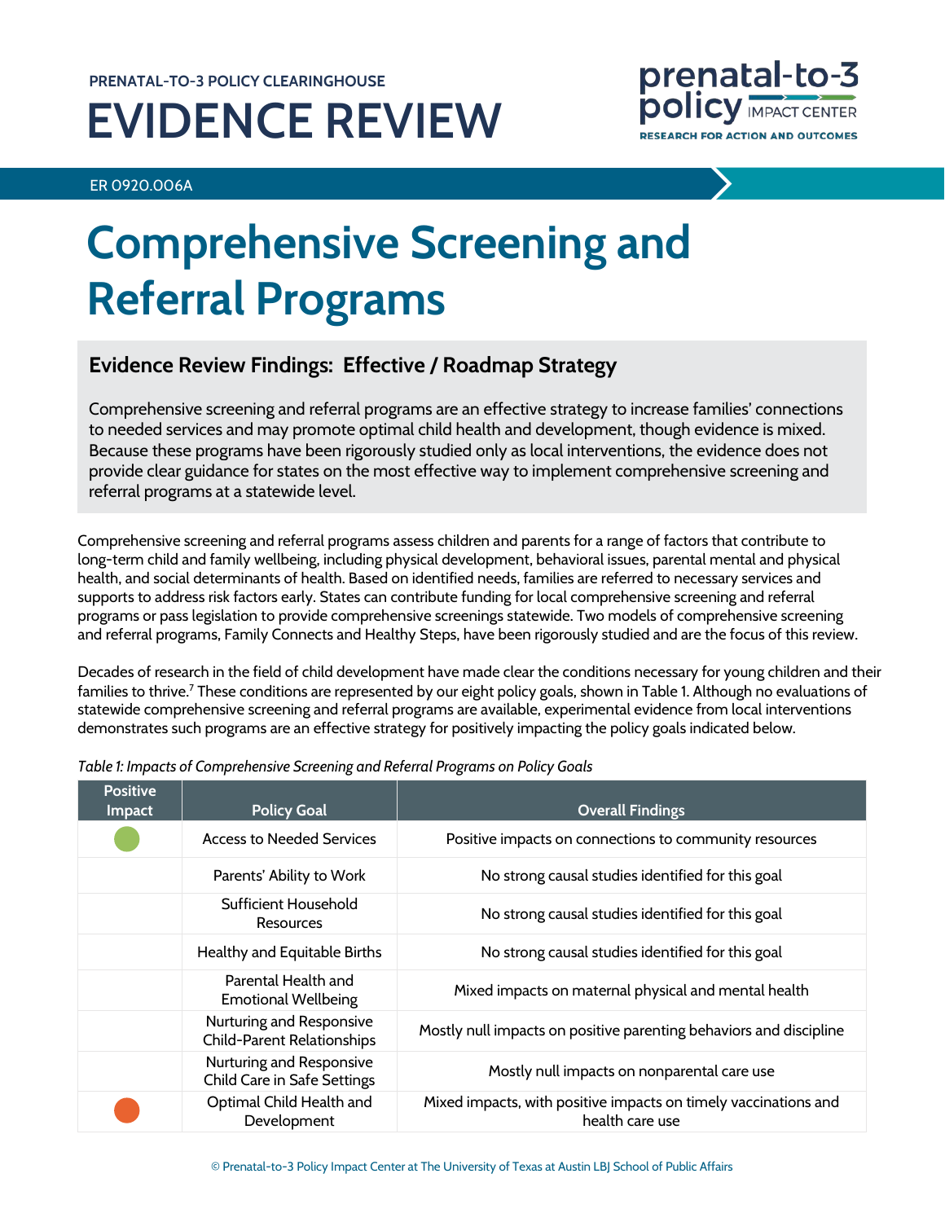PRENATAL-TO-3 POLICY CLEARINGHOUSE

# EVIDENCE REVIEW

ER 0920.006A

# Comprehensive Screening and Referral Programs

## Evidence Review Findings: Effective / Roadmap Strategy

Comprehensive screening and referral programs are an effective strategy to increase families' connections to needed services and may promote optimal child health and development, though evidence is mixed. Because these programs have been rigorously studied only as local interventions, the evidence does not provide clear guidance for states on the most effective way to implement comprehensive screening and referral programs at a statewide level.

Comprehensive screening and referral programs assess children and parents for a range of factors that contribute to long-term child and family wellbeing, including physical development, behavioral issues, parental mental and physical health, and social determinants of health. Based on identified needs, families are referred to necessary services and supports to address risk factors early. States can contribute funding for local comprehensive screening and referral programs or pass legislation to provide comprehensive screenings statewide. Two models of comprehensive screening and referral programs, Family Connects and Healthy Steps, have been rigorously studied and are the focus of this review.

Decades of research in the field of child development have made clear the conditions necessary for young children and their families to thrive.[7] These conditions are represented by our eight policy goals, shown in Table 1. Although no evaluations of statewide comprehensive screening and referral programs are available, experimental evidence from local interventions demonstrates such programs are an effective strategy for positively impacting the policy goals indicated below.

*Table 1: Impacts of Comprehensive Screening and Referral Programs on Policy Goals*

| Positive Impact | Policy Goal | Overall Findings |
|---|---|---|
| ● | Access to Needed Services | Positive impacts on connections to community resources |
| | Parents' Ability to Work | No strong causal studies identified for this goal |
| | Sufficient Household Resources | No strong causal studies identified for this goal |
| | Healthy and Equitable Births | No strong causal studies identified for this goal |
| | Parental Health and Emotional Wellbeing | Mixed impacts on maternal physical and mental health |
| | Nurturing and Responsive Child-Parent Relationships | Mostly null impacts on positive parenting behaviors and discipline |
| | Nurturing and Responsive Child Care in Safe Settings | Mostly null impacts on nonparental care use |
| ● | Optimal Child Health and Development | Mixed impacts, with positive impacts on timely vaccinations and health care use |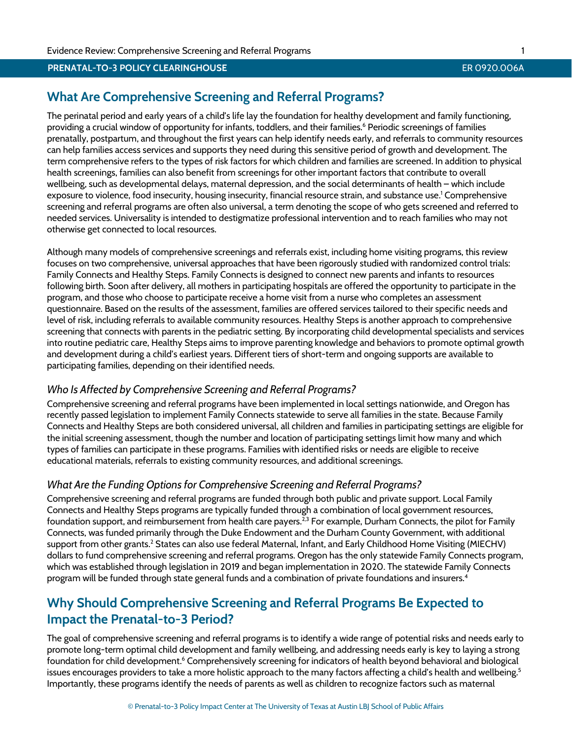## What Are Comprehensive Screening and Referral Programs?

The perinatal period and early years of a child's life lay the foundation for healthy development and family functioning, providing a crucial window of opportunity for infants, toddlers, and their families.[6] Periodic screenings of families prenatally, postpartum, and throughout the first years can help identify needs early, and referrals to community resources can help families access services and supports they need during this sensitive period of growth and development. The term comprehensive refers to the types of risk factors for which children and families are screened. In addition to physical health screenings, families can also benefit from screenings for other important factors that contribute to overall wellbeing, such as developmental delays, maternal depression, and the social determinants of health – which include exposure to violence, food insecurity, housing insecurity, financial resource strain, and substance use.[1] Comprehensive screening and referral programs are often also universal, a term denoting the scope of who gets screened and referred to needed services. Universality is intended to destigmatize professional intervention and to reach families who may not otherwise get connected to local resources.

Although many models of comprehensive screenings and referrals exist, including home visiting programs, this review focuses on two comprehensive, universal approaches that have been rigorously studied with randomized control trials: Family Connects and Healthy Steps. Family Connects is designed to connect new parents and infants to resources following birth. Soon after delivery, all mothers in participating hospitals are offered the opportunity to participate in the program, and those who choose to participate receive a home visit from a nurse who completes an assessment questionnaire. Based on the results of the assessment, families are offered services tailored to their specific needs and level of risk, including referrals to available community resources. Healthy Steps is another approach to comprehensive screening that connects with parents in the pediatric setting. By incorporating child developmental specialists and services into routine pediatric care, Healthy Steps aims to improve parenting knowledge and behaviors to promote optimal growth and development during a child's earliest years. Different tiers of short-term and ongoing supports are available to participating families, depending on their identified needs.

### *Who Is Affected by Comprehensive Screening and Referral Programs?*

Comprehensive screening and referral programs have been implemented in local settings nationwide, and Oregon has recently passed legislation to implement Family Connects statewide to serve all families in the state. Because Family Connects and Healthy Steps are both considered universal, all children and families in participating settings are eligible for the initial screening assessment, though the number and location of participating settings limit how many and which types of families can participate in these programs. Families with identified risks or needs are eligible to receive educational materials, referrals to existing community resources, and additional screenings.

### *What Are the Funding Options for Comprehensive Screening and Referral Programs?*

Comprehensive screening and referral programs are funded through both public and private support. Local Family Connects and Healthy Steps programs are typically funded through a combination of local government resources, foundation support, and reimbursement from health care payers.[2,3] For example, Durham Connects, the pilot for Family Connects, was funded primarily through the Duke Endowment and the Durham County Government, with additional support from other grants.[2] States can also use federal Maternal, Infant, and Early Childhood Home Visiting (MIECHV) dollars to fund comprehensive screening and referral programs. Oregon has the only statewide Family Connects program, which was established through legislation in 2019 and began implementation in 2020. The statewide Family Connects program will be funded through state general funds and a combination of private foundations and insurers.[4]

## Why Should Comprehensive Screening and Referral Programs Be Expected to Impact the Prenatal-to-3 Period?

The goal of comprehensive screening and referral programs is to identify a wide range of potential risks and needs early to promote long-term optimal child development and family wellbeing, and addressing needs early is key to laying a strong foundation for child development.[6] Comprehensively screening for indicators of health beyond behavioral and biological issues encourages providers to take a more holistic approach to the many factors affecting a child's health and wellbeing.[5] Importantly, these programs identify the needs of parents as well as children to recognize factors such as maternal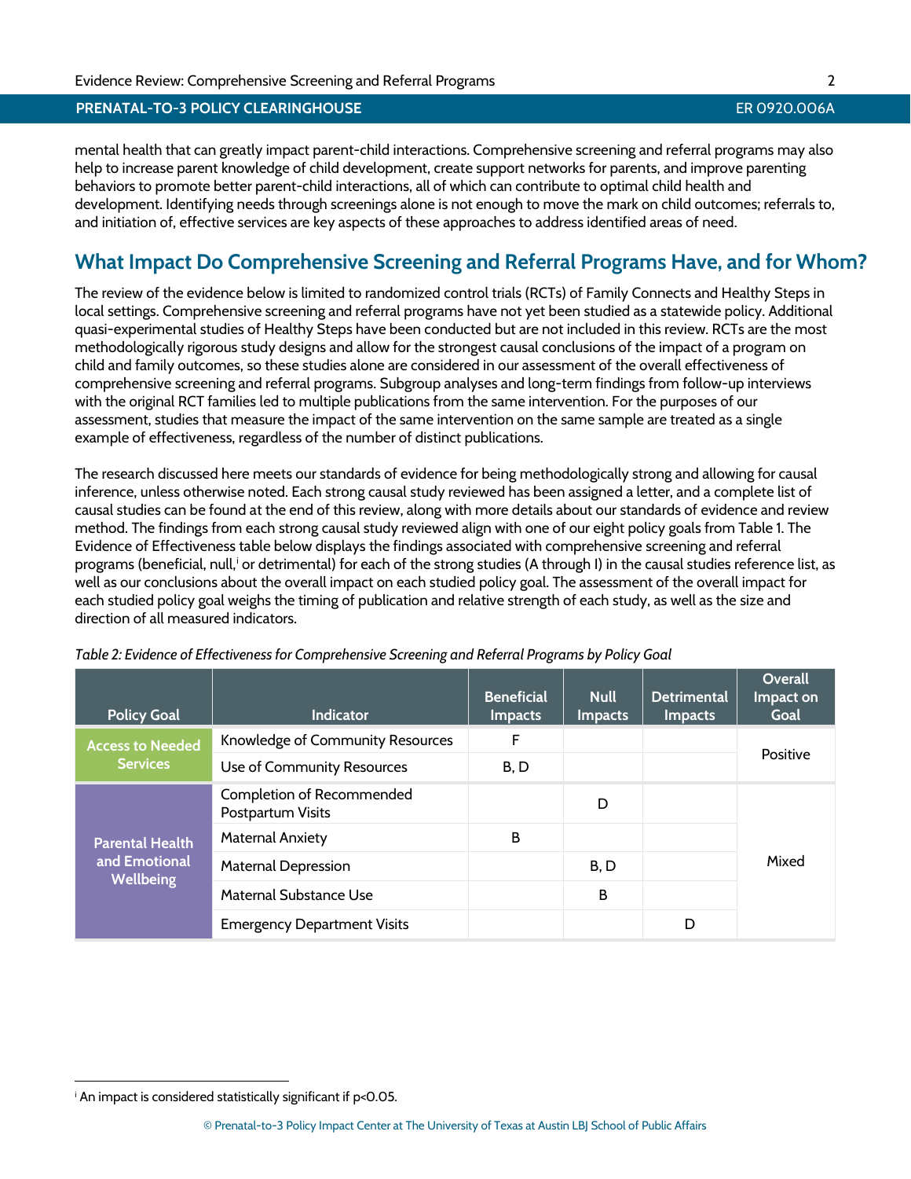mental health that can greatly impact parent-child interactions. Comprehensive screening and referral programs may also help to increase parent knowledge of child development, create support networks for parents, and improve parenting behaviors to promote better parent-child interactions, all of which can contribute to optimal child health and development. Identifying needs through screenings alone is not enough to move the mark on child outcomes; referrals to, and initiation of, effective services are key aspects of these approaches to address identified areas of need.

## What Impact Do Comprehensive Screening and Referral Programs Have, and for Whom?

The review of the evidence below is limited to randomized control trials (RCTs) of Family Connects and Healthy Steps in local settings. Comprehensive screening and referral programs have not yet been studied as a statewide policy. Additional quasi-experimental studies of Healthy Steps have been conducted but are not included in this review. RCTs are the most methodologically rigorous study designs and allow for the strongest causal conclusions of the impact of a program on child and family outcomes, so these studies alone are considered in our assessment of the overall effectiveness of comprehensive screening and referral programs. Subgroup analyses and long-term findings from follow-up interviews with the original RCT families led to multiple publications from the same intervention. For the purposes of our assessment, studies that measure the impact of the same intervention on the same sample are treated as a single example of effectiveness, regardless of the number of distinct publications.

The research discussed here meets our standards of evidence for being methodologically strong and allowing for causal inference, unless otherwise noted. Each strong causal study reviewed has been assigned a letter, and a complete list of causal studies can be found at the end of this review, along with more details about our standards of evidence and review method. The findings from each strong causal study reviewed align with one of our eight policy goals from Table 1. The Evidence of Effectiveness table below displays the findings associated with comprehensive screening and referral programs (beneficial, null,[i] or detrimental) for each of the strong studies (A through I) in the causal studies reference list, as well as our conclusions about the overall impact on each studied policy goal. The assessment of the overall impact for each studied policy goal weighs the timing of publication and relative strength of each study, as well as the size and direction of all measured indicators.

*Table 2: Evidence of Effectiveness for Comprehensive Screening and Referral Programs by Policy Goal*

| Policy Goal | Indicator | Beneficial Impacts | Null Impacts | Detrimental Impacts | Overall Impact on Goal |
|---|---|---|---|---|---|
| Access to Needed Services | Knowledge of Community Resources | F | | | Positive |
| | Use of Community Resources | B, D | | | |
| Parental Health and Emotional Wellbeing | Completion of Recommended Postpartum Visits | | D | | Mixed |
| | Maternal Anxiety | B | | | |
| | Maternal Depression | | B, D | | |
| | Maternal Substance Use | | B | | |
| | Emergency Department Visits | | | D | |

[i] An impact is considered statistically significant if $p<0.05$.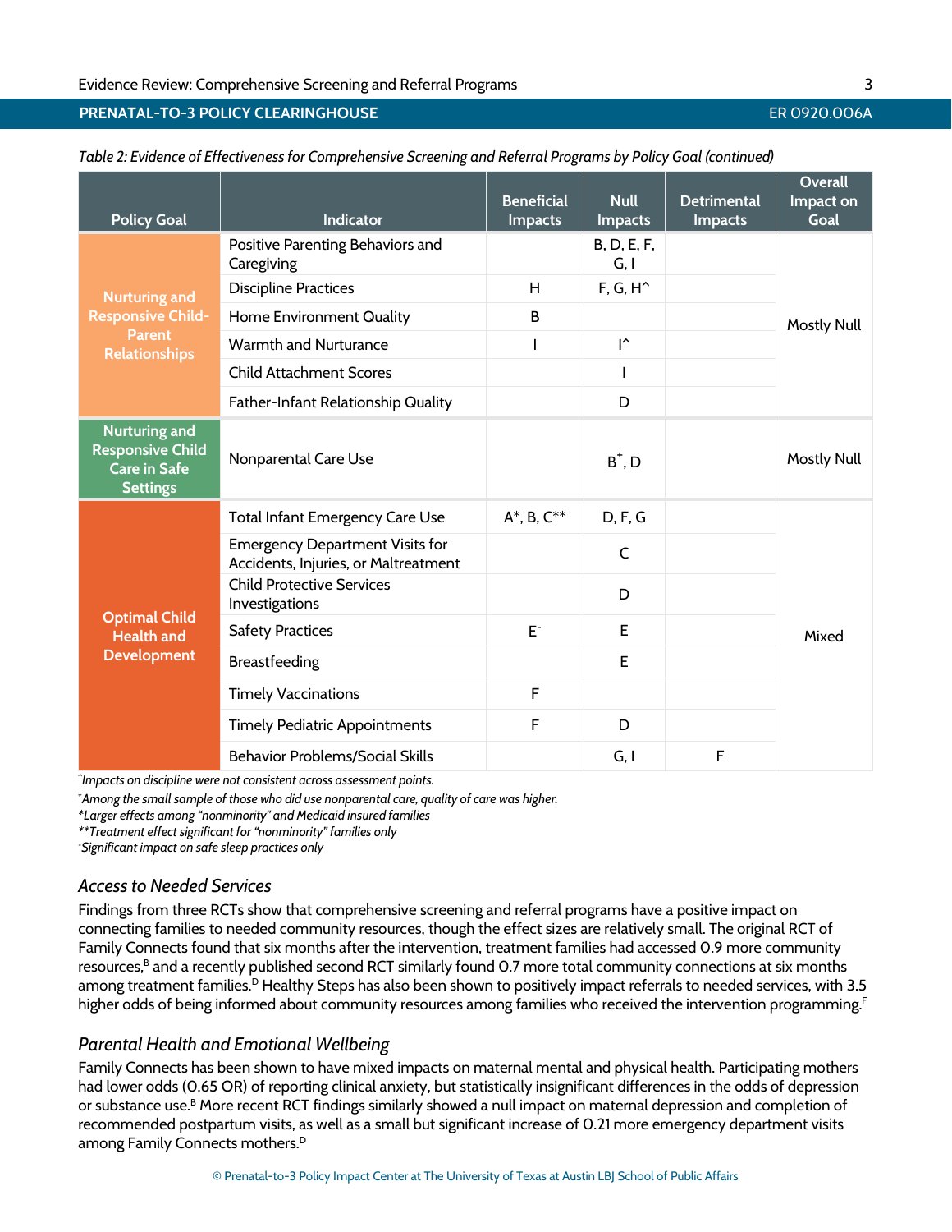*Table 2: Evidence of Effectiveness for Comprehensive Screening and Referral Programs by Policy Goal (continued)*

| Policy Goal | Indicator | Beneficial Impacts | Null Impacts | Detrimental Impacts | Overall Impact on Goal |
|---|---|---|---|---|---|
| Nurturing and Responsive Child-Parent Relationships | Positive Parenting Behaviors and Caregiving | | B, D, E, F, G, I | | Mostly Null |
| | Discipline Practices | H | F, G, H^ | | |
| | Home Environment Quality | B | | | |
| | Warmth and Nurturance | I | I^ | | |
| | Child Attachment Scores | | I | | |
| | Father-Infant Relationship Quality | | D | | |
| Nurturing and Responsive Child Care in Safe Settings | Nonparental Care Use | | B+, D | | Mostly Null |
| Optimal Child Health and Development | Total Infant Emergency Care Use | A*, B, C** | D, F, G | | Mixed |
| | Emergency Department Visits for Accidents, Injuries, or Maltreatment | | C | | |
| | Child Protective Services Investigations | | D | | |
| | Safety Practices | E- | E | | |
| | Breastfeeding | | E | | |
| | Timely Vaccinations | F | | | |
| | Timely Pediatric Appointments | F | D | | |
| | Behavior Problems/Social Skills | | G, I | F | |

*^Impacts on discipline were not consistent across assessment points.*
*+Among the small sample of those who did use nonparental care, quality of care was higher.*
*\*Larger effects among "nonminority" and Medicaid insured families*
*\*\*Treatment effect significant for "nonminority" families only*
*-Significant impact on safe sleep practices only*

### *Access to Needed Services*

Findings from three RCTs show that comprehensive screening and referral programs have a positive impact on connecting families to needed community resources, though the effect sizes are relatively small. The original RCT of Family Connects found that six months after the intervention, treatment families had accessed 0.9 more community resources,[B] and a recently published second RCT similarly found 0.7 more total community connections at six months among treatment families.[D] Healthy Steps has also been shown to positively impact referrals to needed services, with 3.5 higher odds of being informed about community resources among families who received the intervention programming.[F]

### *Parental Health and Emotional Wellbeing*

Family Connects has been shown to have mixed impacts on maternal mental and physical health. Participating mothers had lower odds (0.65 OR) of reporting clinical anxiety, but statistically insignificant differences in the odds of depression or substance use.[B] More recent RCT findings similarly showed a null impact on maternal depression and completion of recommended postpartum visits, as well as a small but significant increase of 0.21 more emergency department visits among Family Connects mothers.[D]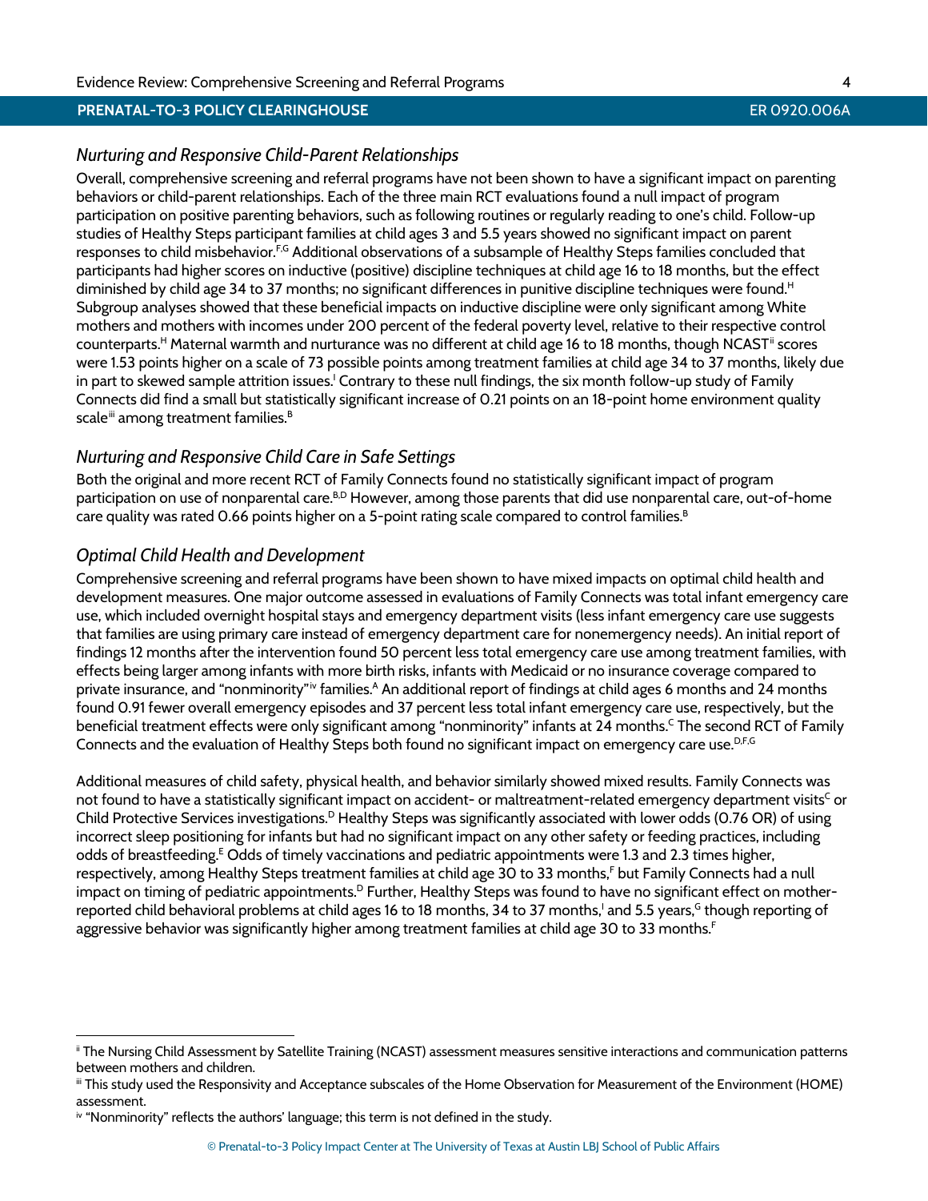### *Nurturing and Responsive Child-Parent Relationships*

Overall, comprehensive screening and referral programs have not been shown to have a significant impact on parenting behaviors or child-parent relationships. Each of the three main RCT evaluations found a null impact of program participation on positive parenting behaviors, such as following routines or regularly reading to one's child. Follow-up studies of Healthy Steps participant families at child ages 3 and 5.5 years showed no significant impact on parent responses to child misbehavior.[F,G] Additional observations of a subsample of Healthy Steps families concluded that participants had higher scores on inductive (positive) discipline techniques at child age 16 to 18 months, but the effect diminished by child age 34 to 37 months; no significant differences in punitive discipline techniques were found.[H] Subgroup analyses showed that these beneficial impacts on inductive discipline were only significant among White mothers and mothers with incomes under 200 percent of the federal poverty level, relative to their respective control counterparts.[H] Maternal warmth and nurturance was no different at child age 16 to 18 months, though NCAST[ii] scores were 1.53 points higher on a scale of 73 possible points among treatment families at child age 34 to 37 months, likely due in part to skewed sample attrition issues.[I] Contrary to these null findings, the six month follow-up study of Family Connects did find a small but statistically significant increase of 0.21 points on an 18-point home environment quality scale[iii] among treatment families.[B]

### *Nurturing and Responsive Child Care in Safe Settings*

Both the original and more recent RCT of Family Connects found no statistically significant impact of program participation on use of nonparental care.[B,D] However, among those parents that did use nonparental care, out-of-home care quality was rated 0.66 points higher on a 5-point rating scale compared to control families.[B]

### *Optimal Child Health and Development*

Comprehensive screening and referral programs have been shown to have mixed impacts on optimal child health and development measures. One major outcome assessed in evaluations of Family Connects was total infant emergency care use, which included overnight hospital stays and emergency department visits (less infant emergency care use suggests that families are using primary care instead of emergency department care for nonemergency needs). An initial report of findings 12 months after the intervention found 50 percent less total emergency care use among treatment families, with effects being larger among infants with more birth risks, infants with Medicaid or no insurance coverage compared to private insurance, and "nonminority"[iv] families.[A] An additional report of findings at child ages 6 months and 24 months found 0.91 fewer overall emergency episodes and 37 percent less total infant emergency care use, respectively, but the beneficial treatment effects were only significant among "nonminority" infants at 24 months.[C] The second RCT of Family Connects and the evaluation of Healthy Steps both found no significant impact on emergency care use.[D,F,G]

Additional measures of child safety, physical health, and behavior similarly showed mixed results. Family Connects was not found to have a statistically significant impact on accident- or maltreatment-related emergency department visits[C] or Child Protective Services investigations.[D] Healthy Steps was significantly associated with lower odds (0.76 OR) of using incorrect sleep positioning for infants but had no significant impact on any other safety or feeding practices, including odds of breastfeeding.[E] Odds of timely vaccinations and pediatric appointments were 1.3 and 2.3 times higher, respectively, among Healthy Steps treatment families at child age 30 to 33 months,[F] but Family Connects had a null impact on timing of pediatric appointments.[D] Further, Healthy Steps was found to have no significant effect on mother-reported child behavioral problems at child ages 16 to 18 months, 34 to 37 months,[I] and 5.5 years,[G] though reporting of aggressive behavior was significantly higher among treatment families at child age 30 to 33 months.[F]

---

[ii] The Nursing Child Assessment by Satellite Training (NCAST) assessment measures sensitive interactions and communication patterns between mothers and children.

[iii] This study used the Responsivity and Acceptance subscales of the Home Observation for Measurement of the Environment (HOME) assessment.

[iv] "Nonminority" reflects the authors' language; this term is not defined in the study.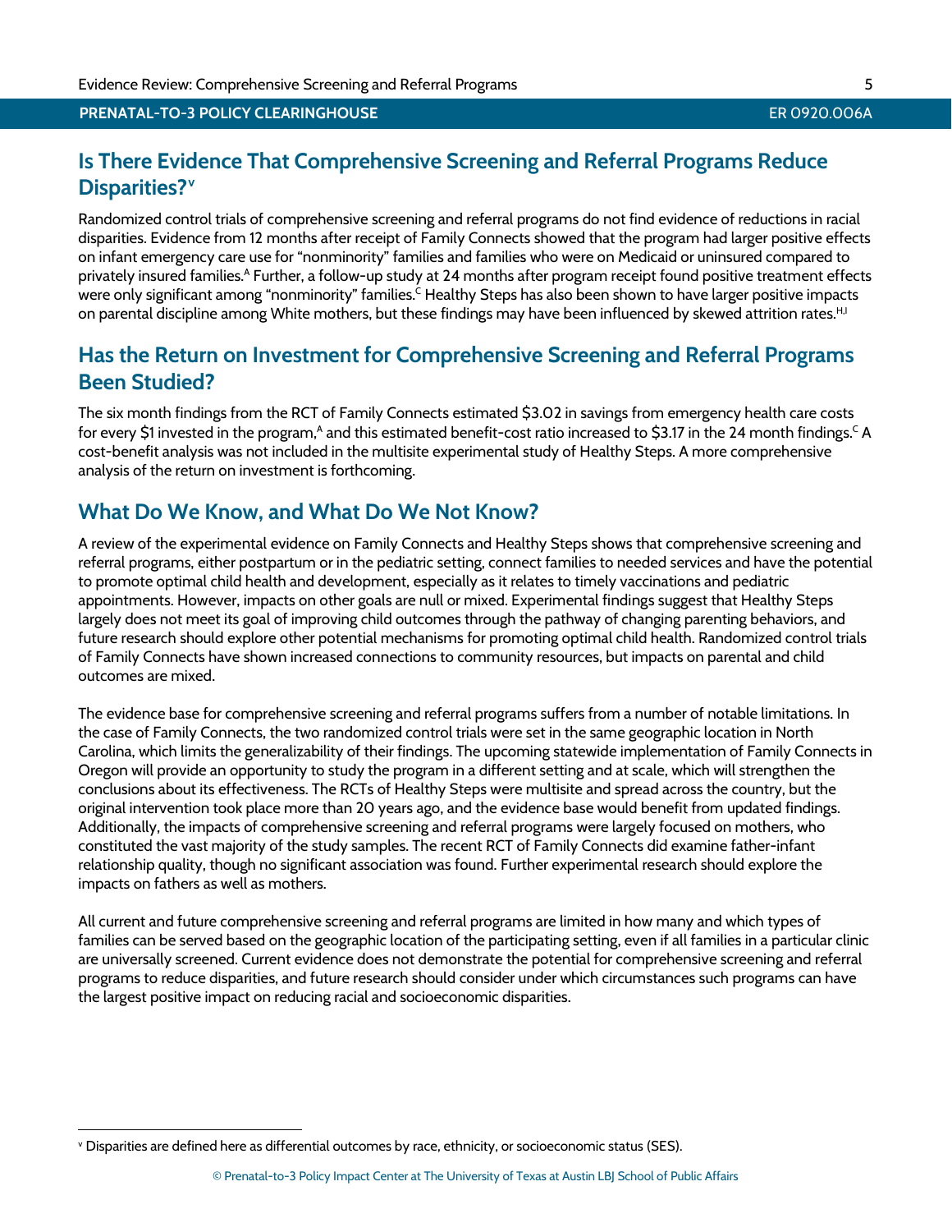## Is There Evidence That Comprehensive Screening and Referral Programs Reduce Disparities?[v]

Randomized control trials of comprehensive screening and referral programs do not find evidence of reductions in racial disparities. Evidence from 12 months after receipt of Family Connects showed that the program had larger positive effects on infant emergency care use for "nonminority" families and families who were on Medicaid or uninsured compared to privately insured families.[A] Further, a follow-up study at 24 months after program receipt found positive treatment effects were only significant among "nonminority" families.[C] Healthy Steps has also been shown to have larger positive impacts on parental discipline among White mothers, but these findings may have been influenced by skewed attrition rates.[H,I]

## Has the Return on Investment for Comprehensive Screening and Referral Programs Been Studied?

The six month findings from the RCT of Family Connects estimated $3.02 in savings from emergency health care costs for every $1 invested in the program,[A] and this estimated benefit-cost ratio increased to $3.17 in the 24 month findings.[C] A cost-benefit analysis was not included in the multisite experimental study of Healthy Steps. A more comprehensive analysis of the return on investment is forthcoming.

## What Do We Know, and What Do We Not Know?

A review of the experimental evidence on Family Connects and Healthy Steps shows that comprehensive screening and referral programs, either postpartum or in the pediatric setting, connect families to needed services and have the potential to promote optimal child health and development, especially as it relates to timely vaccinations and pediatric appointments. However, impacts on other goals are null or mixed. Experimental findings suggest that Healthy Steps largely does not meet its goal of improving child outcomes through the pathway of changing parenting behaviors, and future research should explore other potential mechanisms for promoting optimal child health. Randomized control trials of Family Connects have shown increased connections to community resources, but impacts on parental and child outcomes are mixed.

The evidence base for comprehensive screening and referral programs suffers from a number of notable limitations. In the case of Family Connects, the two randomized control trials were set in the same geographic location in North Carolina, which limits the generalizability of their findings. The upcoming statewide implementation of Family Connects in Oregon will provide an opportunity to study the program in a different setting and at scale, which will strengthen the conclusions about its effectiveness. The RCTs of Healthy Steps were multisite and spread across the country, but the original intervention took place more than 20 years ago, and the evidence base would benefit from updated findings. Additionally, the impacts of comprehensive screening and referral programs were largely focused on mothers, who constituted the vast majority of the study samples. The recent RCT of Family Connects did examine father-infant relationship quality, though no significant association was found. Further experimental research should explore the impacts on fathers as well as mothers.

All current and future comprehensive screening and referral programs are limited in how many and which types of families can be served based on the geographic location of the participating setting, even if all families in a particular clinic are universally screened. Current evidence does not demonstrate the potential for comprehensive screening and referral programs to reduce disparities, and future research should consider under which circumstances such programs can have the largest positive impact on reducing racial and socioeconomic disparities.

---

[v] Disparities are defined here as differential outcomes by race, ethnicity, or socioeconomic status (SES).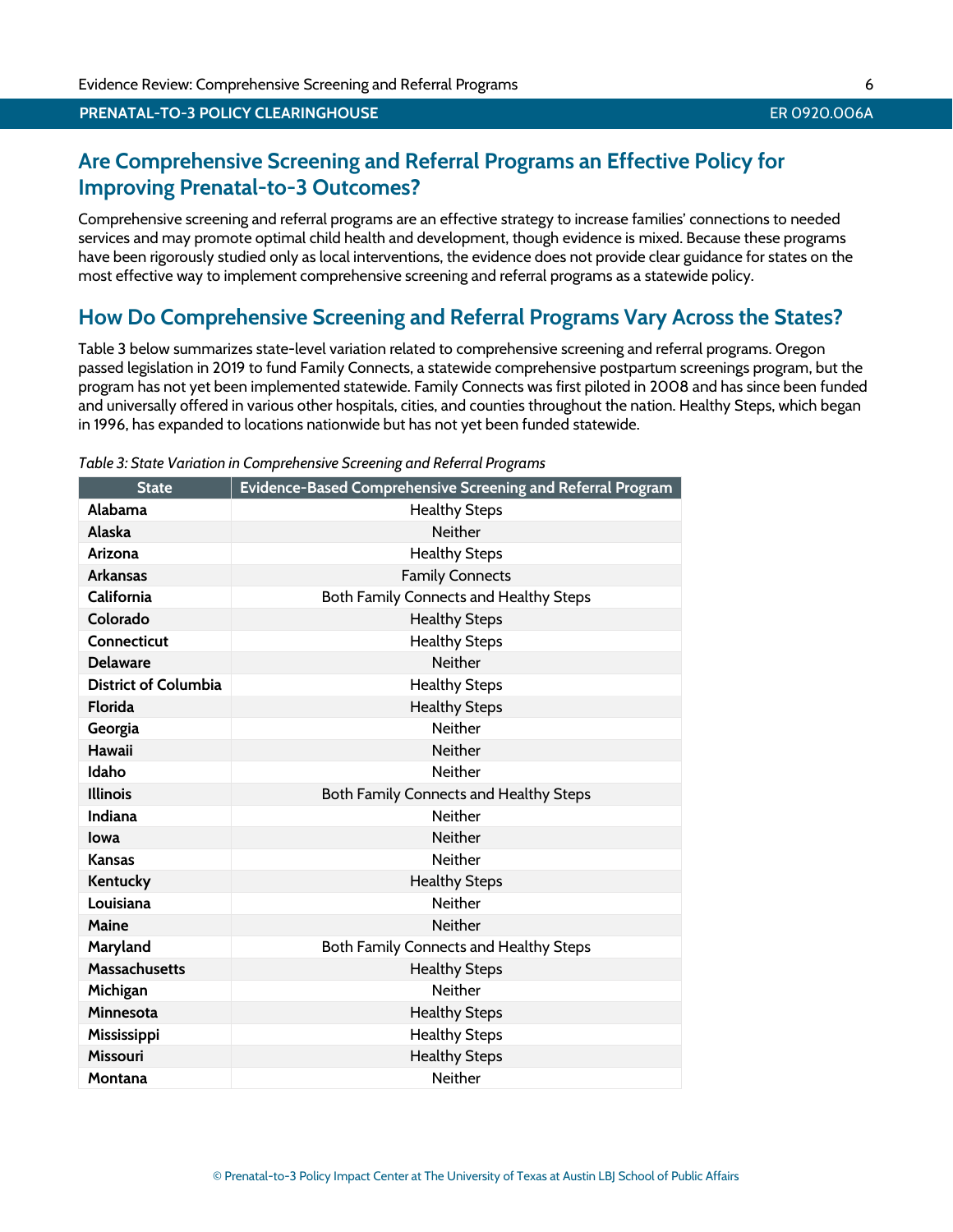## Are Comprehensive Screening and Referral Programs an Effective Policy for Improving Prenatal-to-3 Outcomes?

Comprehensive screening and referral programs are an effective strategy to increase families' connections to needed services and may promote optimal child health and development, though evidence is mixed. Because these programs have been rigorously studied only as local interventions, the evidence does not provide clear guidance for states on the most effective way to implement comprehensive screening and referral programs as a statewide policy.

## How Do Comprehensive Screening and Referral Programs Vary Across the States?

Table 3 below summarizes state-level variation related to comprehensive screening and referral programs. Oregon passed legislation in 2019 to fund Family Connects, a statewide comprehensive postpartum screenings program, but the program has not yet been implemented statewide. Family Connects was first piloted in 2008 and has since been funded and universally offered in various other hospitals, cities, and counties throughout the nation. Healthy Steps, which began in 1996, has expanded to locations nationwide but has not yet been funded statewide.

*Table 3: State Variation in Comprehensive Screening and Referral Programs*

| State | Evidence-Based Comprehensive Screening and Referral Program |
|---|---|
| **Alabama** | Healthy Steps |
| **Alaska** | Neither |
| **Arizona** | Healthy Steps |
| **Arkansas** | Family Connects |
| **California** | Both Family Connects and Healthy Steps |
| **Colorado** | Healthy Steps |
| **Connecticut** | Healthy Steps |
| **Delaware** | Neither |
| **District of Columbia** | Healthy Steps |
| **Florida** | Healthy Steps |
| **Georgia** | Neither |
| **Hawaii** | Neither |
| **Idaho** | Neither |
| **Illinois** | Both Family Connects and Healthy Steps |
| **Indiana** | Neither |
| **Iowa** | Neither |
| **Kansas** | Neither |
| **Kentucky** | Healthy Steps |
| **Louisiana** | Neither |
| **Maine** | Neither |
| **Maryland** | Both Family Connects and Healthy Steps |
| **Massachusetts** | Healthy Steps |
| **Michigan** | Neither |
| **Minnesota** | Healthy Steps |
| **Mississippi** | Healthy Steps |
| **Missouri** | Healthy Steps |
| **Montana** | Neither |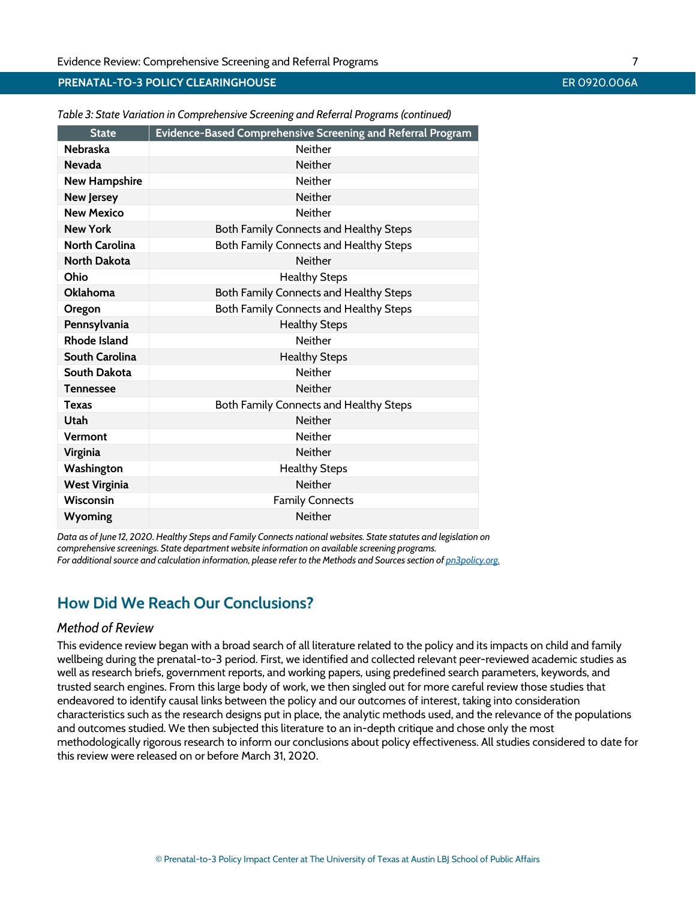*Table 3: State Variation in Comprehensive Screening and Referral Programs (continued)*

| State | Evidence-Based Comprehensive Screening and Referral Program |
|---|---|
| **Nebraska** | Neither |
| **Nevada** | Neither |
| **New Hampshire** | Neither |
| **New Jersey** | Neither |
| **New Mexico** | Neither |
| **New York** | Both Family Connects and Healthy Steps |
| **North Carolina** | Both Family Connects and Healthy Steps |
| **North Dakota** | Neither |
| **Ohio** | Healthy Steps |
| **Oklahoma** | Both Family Connects and Healthy Steps |
| **Oregon** | Both Family Connects and Healthy Steps |
| **Pennsylvania** | Healthy Steps |
| **Rhode Island** | Neither |
| **South Carolina** | Healthy Steps |
| **South Dakota** | Neither |
| **Tennessee** | Neither |
| **Texas** | Both Family Connects and Healthy Steps |
| **Utah** | Neither |
| **Vermont** | Neither |
| **Virginia** | Neither |
| **Washington** | Healthy Steps |
| **West Virginia** | Neither |
| **Wisconsin** | Family Connects |
| **Wyoming** | Neither |

*Data as of June 12, 2020. Healthy Steps and Family Connects national websites. State statutes and legislation on comprehensive screenings. State department website information on available screening programs.*
*For additional source and calculation information, please refer to the Methods and Sources section of [pn3policy.org.](pn3policy.org)*

## How Did We Reach Our Conclusions?

### *Method of Review*

This evidence review began with a broad search of all literature related to the policy and its impacts on child and family wellbeing during the prenatal-to-3 period. First, we identified and collected relevant peer-reviewed academic studies as well as research briefs, government reports, and working papers, using predefined search parameters, keywords, and trusted search engines. From this large body of work, we then singled out for more careful review those studies that endeavored to identify causal links between the policy and our outcomes of interest, taking into consideration characteristics such as the research designs put in place, the analytic methods used, and the relevance of the populations and outcomes studied. We then subjected this literature to an in-depth critique and chose only the most methodologically rigorous research to inform our conclusions about policy effectiveness. All studies considered to date for this review were released on or before March 31, 2020.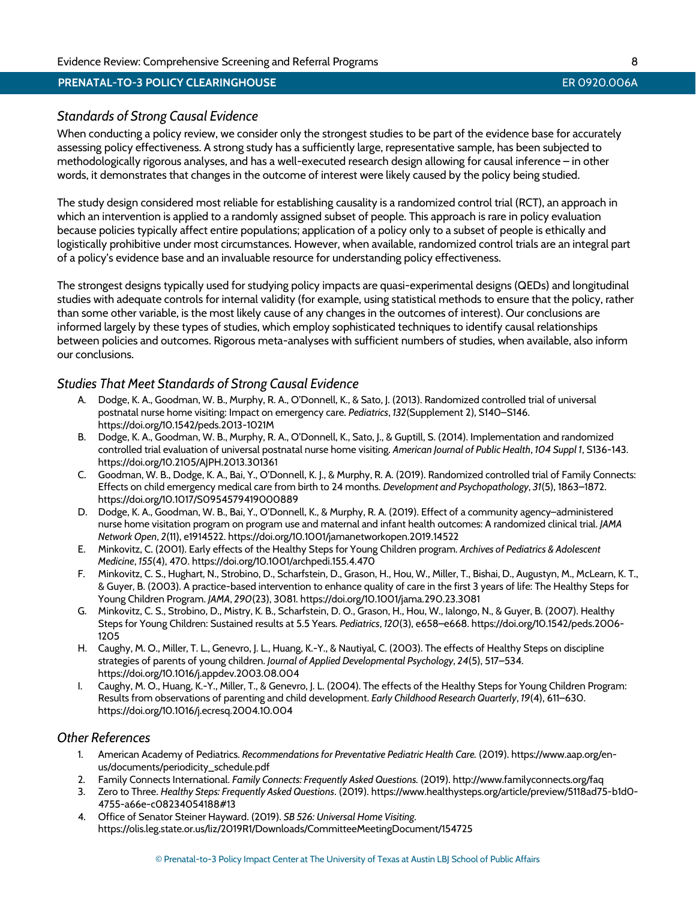### *Standards of Strong Causal Evidence*

When conducting a policy review, we consider only the strongest studies to be part of the evidence base for accurately assessing policy effectiveness. A strong study has a sufficiently large, representative sample, has been subjected to methodologically rigorous analyses, and has a well-executed research design allowing for causal inference – in other words, it demonstrates that changes in the outcome of interest were likely caused by the policy being studied.

The study design considered most reliable for establishing causality is a randomized control trial (RCT), an approach in which an intervention is applied to a randomly assigned subset of people. This approach is rare in policy evaluation because policies typically affect entire populations; application of a policy only to a subset of people is ethically and logistically prohibitive under most circumstances. However, when available, randomized control trials are an integral part of a policy's evidence base and an invaluable resource for understanding policy effectiveness.

The strongest designs typically used for studying policy impacts are quasi-experimental designs (QEDs) and longitudinal studies with adequate controls for internal validity (for example, using statistical methods to ensure that the policy, rather than some other variable, is the most likely cause of any changes in the outcomes of interest). Our conclusions are informed largely by these types of studies, which employ sophisticated techniques to identify causal relationships between policies and outcomes. Rigorous meta-analyses with sufficient numbers of studies, when available, also inform our conclusions.

### *Studies That Meet Standards of Strong Causal Evidence*

A. Dodge, K. A., Goodman, W. B., Murphy, R. A., O'Donnell, K., & Sato, J. (2013). Randomized controlled trial of universal postnatal nurse home visiting: Impact on emergency care. *Pediatrics*, *132*(Supplement 2), S140–S146. https://doi.org/10.1542/peds.2013-1021M

B. Dodge, K. A., Goodman, W. B., Murphy, R. A., O'Donnell, K., Sato, J., & Guptill, S. (2014). Implementation and randomized controlled trial evaluation of universal postnatal nurse home visiting. *American Journal of Public Health*, *104 Suppl 1*, S136-143. https://doi.org/10.2105/AJPH.2013.301361

C. Goodman, W. B., Dodge, K. A., Bai, Y., O'Donnell, K. J., & Murphy, R. A. (2019). Randomized controlled trial of Family Connects: Effects on child emergency medical care from birth to 24 months. *Development and Psychopathology*, *31*(5), 1863–1872. https://doi.org/10.1017/S0954579419000889

D. Dodge, K. A., Goodman, W. B., Bai, Y., O'Donnell, K., & Murphy, R. A. (2019). Effect of a community agency–administered nurse home visitation program on program use and maternal and infant health outcomes: A randomized clinical trial. *JAMA Network Open*, *2*(11), e1914522. https://doi.org/10.1001/jamanetworkopen.2019.14522

E. Minkovitz, C. (2001). Early effects of the Healthy Steps for Young Children program. *Archives of Pediatrics & Adolescent Medicine*, *155*(4), 470. https://doi.org/10.1001/archpedi.155.4.470

F. Minkovitz, C. S., Hughart, N., Strobino, D., Scharfstein, D., Grason, H., Hou, W., Miller, T., Bishai, D., Augustyn, M., McLearn, K. T., & Guyer, B. (2003). A practice-based intervention to enhance quality of care in the first 3 years of life: The Healthy Steps for Young Children Program. *JAMA*, *290*(23), 3081. https://doi.org/10.1001/jama.290.23.3081

G. Minkovitz, C. S., Strobino, D., Mistry, K. B., Scharfstein, D. O., Grason, H., Hou, W., Ialongo, N., & Guyer, B. (2007). Healthy Steps for Young Children: Sustained results at 5.5 Years. *Pediatrics*, *120*(3), e658–e668. https://doi.org/10.1542/peds.2006-1205

H. Caughy, M. O., Miller, T. L., Genevro, J. L., Huang, K.-Y., & Nautiyal, C. (2003). The effects of Healthy Steps on discipline strategies of parents of young children. *Journal of Applied Developmental Psychology*, *24*(5), 517–534. https://doi.org/10.1016/j.appdev.2003.08.004

I. Caughy, M. O., Huang, K.-Y., Miller, T., & Genevro, J. L. (2004). The effects of the Healthy Steps for Young Children Program: Results from observations of parenting and child development. *Early Childhood Research Quarterly*, *19*(4), 611–630. https://doi.org/10.1016/j.ecresq.2004.10.004

### *Other References*

1. American Academy of Pediatrics. *Recommendations for Preventative Pediatric Health Care.* (2019). https://www.aap.org/en-us/documents/periodicity_schedule.pdf
2. Family Connects International. *Family Connects: Frequently Asked Questions.* (2019). http://www.familyconnects.org/faq
3. Zero to Three. *Healthy Steps: Frequently Asked Questions*. (2019). https://www.healthysteps.org/article/preview/5118ad75-b1d0-4755-a66e-c08234054188#13
4. Office of Senator Steiner Hayward. (2019). *SB 526: Universal Home Visiting*. https://olis.leg.state.or.us/liz/2019R1/Downloads/CommitteeMeetingDocument/154725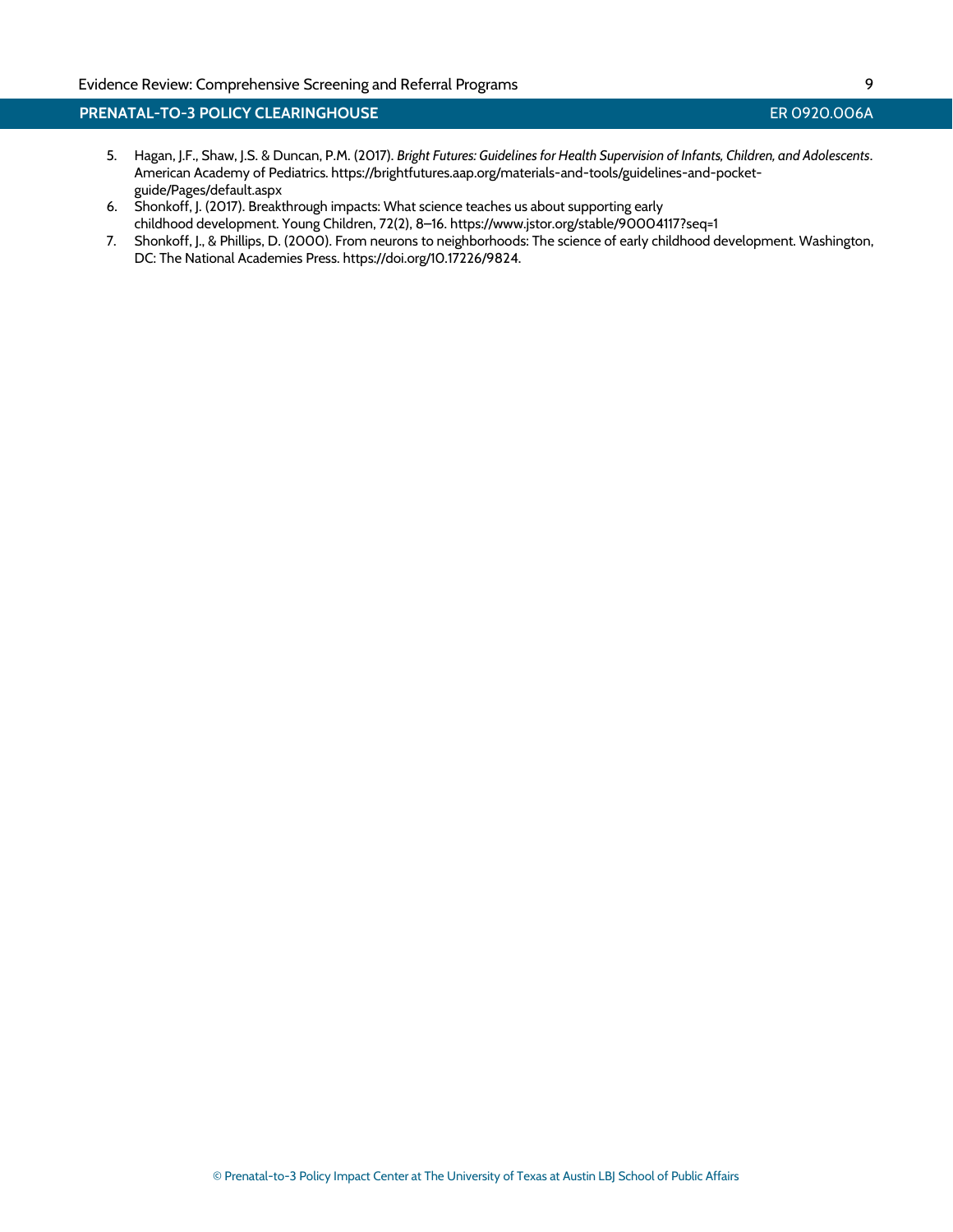5. Hagan, J.F., Shaw, J.S. & Duncan, P.M. (2017). *Bright Futures: Guidelines for Health Supervision of Infants, Children, and Adolescents*. American Academy of Pediatrics. https://brightfutures.aap.org/materials-and-tools/guidelines-and-pocket-guide/Pages/default.aspx
6. Shonkoff, J. (2017). Breakthrough impacts: What science teaches us about supporting early childhood development. Young Children, 72(2), 8–16. https://www.jstor.org/stable/90004117?seq=1
7. Shonkoff, J., & Phillips, D. (2000). From neurons to neighborhoods: The science of early childhood development. Washington, DC: The National Academies Press. https://doi.org/10.17226/9824.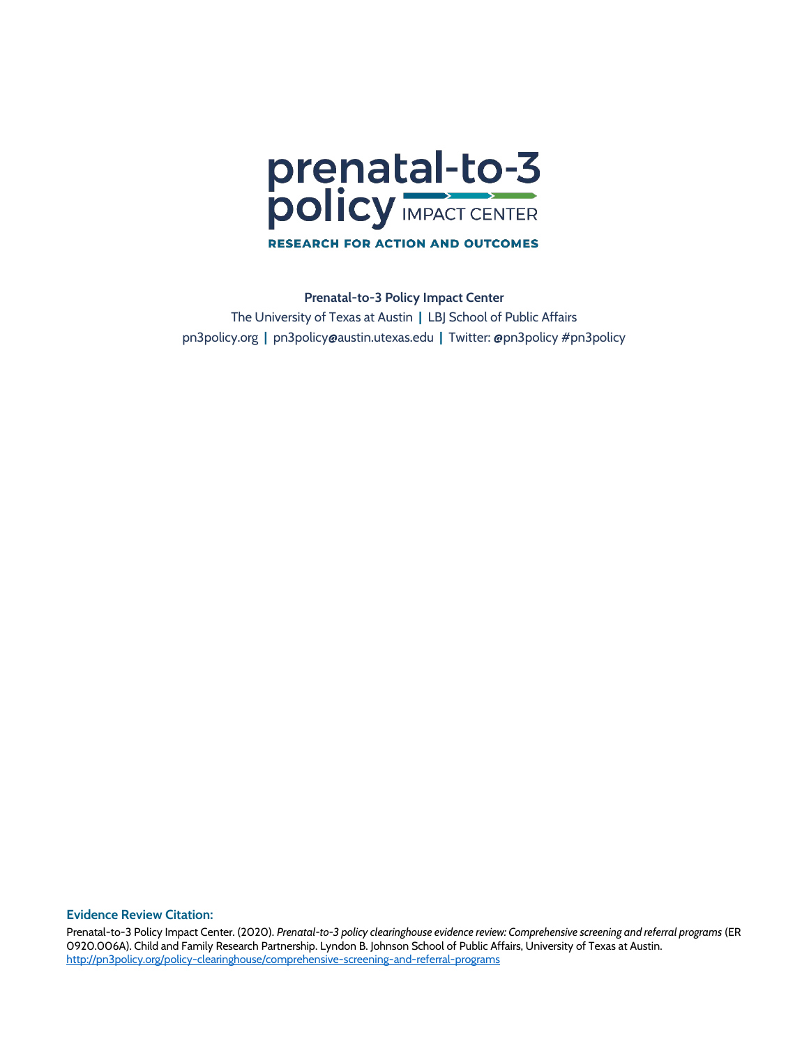prenatal-to-3 policy IMPACT CENTER

RESEARCH FOR ACTION AND OUTCOMES

**Prenatal-to-3 Policy Impact Center**

The University of Texas at Austin | LBJ School of Public Affairs

pn3policy.org | pn3policy@austin.utexas.edu | Twitter: @pn3policy #pn3policy

**Evidence Review Citation:**

Prenatal-to-3 Policy Impact Center. (2020). *Prenatal-to-3 policy clearinghouse evidence review: Comprehensive screening and referral programs* (ER 0920.006A). Child and Family Research Partnership. Lyndon B. Johnson School of Public Affairs, University of Texas at Austin. http://pn3policy.org/policy-clearinghouse/comprehensive-screening-and-referral-programs